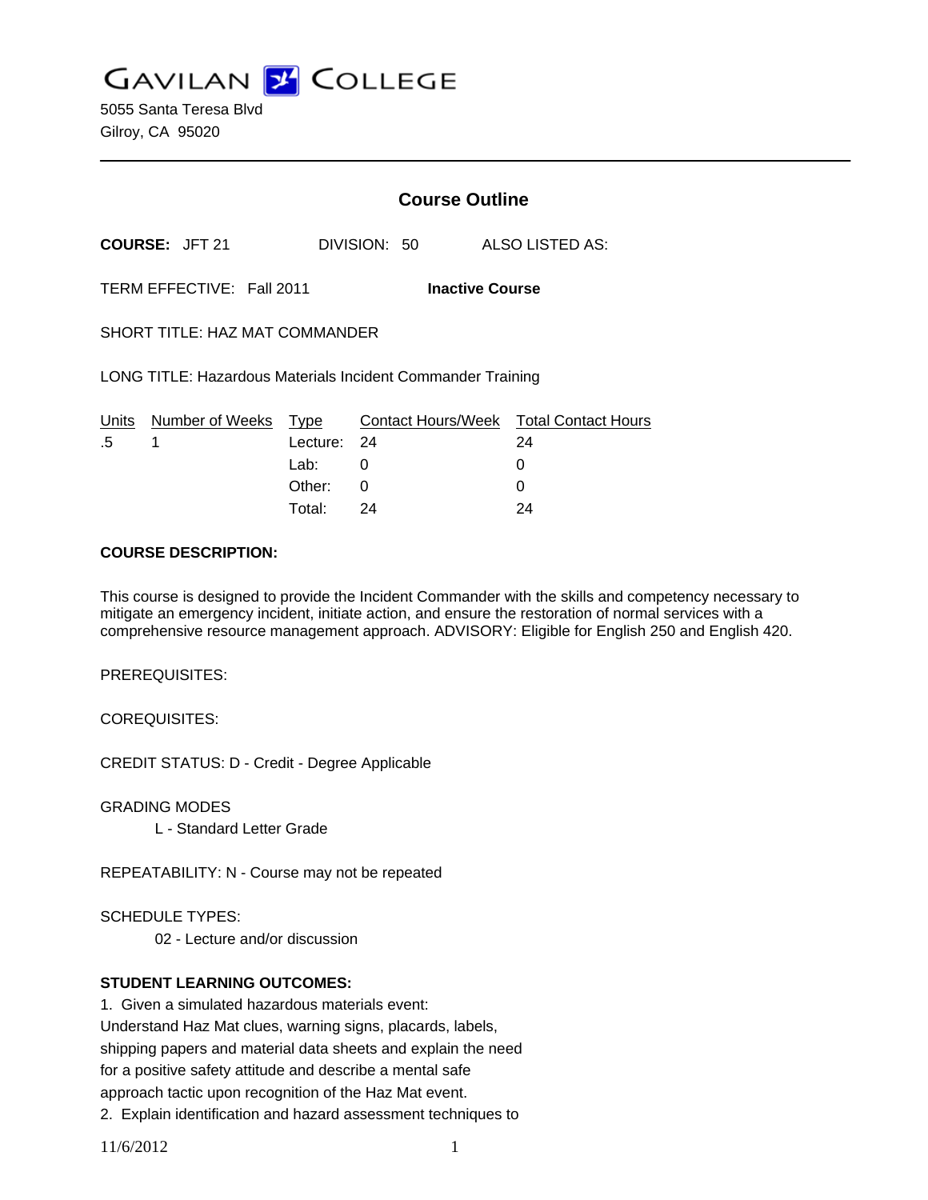# GAVILAN COLLEGE

5055 Santa Teresa Blvd
Gilroy, CA 95020

## Course Outline

**COURSE:** JFT 21 DIVISION: 50 ALSO LISTED AS:

TERM EFFECTIVE: Fall 2011 **Inactive Course**

SHORT TITLE: HAZ MAT COMMANDER

LONG TITLE: Hazardous Materials Incident Commander Training

| Units | Number of Weeks | Type | Contact Hours/Week | Total Contact Hours |
|---|---|---|---|---|
| .5 | 1 | Lecture: | 24 | 24 |
| | | Lab: | 0 | 0 |
| | | Other: | 0 | 0 |
| | | Total: | 24 | 24 |

**COURSE DESCRIPTION:**

This course is designed to provide the Incident Commander with the skills and competency necessary to mitigate an emergency incident, initiate action, and ensure the restoration of normal services with a comprehensive resource management approach. ADVISORY: Eligible for English 250 and English 420.

PREREQUISITES:

COREQUISITES:

CREDIT STATUS: D - Credit - Degree Applicable

GRADING MODES

L - Standard Letter Grade

REPEATABILITY: N - Course may not be repeated

SCHEDULE TYPES:

02 - Lecture and/or discussion

**STUDENT LEARNING OUTCOMES:**

1. Given a simulated hazardous materials event:
Understand Haz Mat clues, warning signs, placards, labels, shipping papers and material data sheets and explain the need for a positive safety attitude and describe a mental safe approach tactic upon recognition of the Haz Mat event.
2. Explain identification and hazard assessment techniques to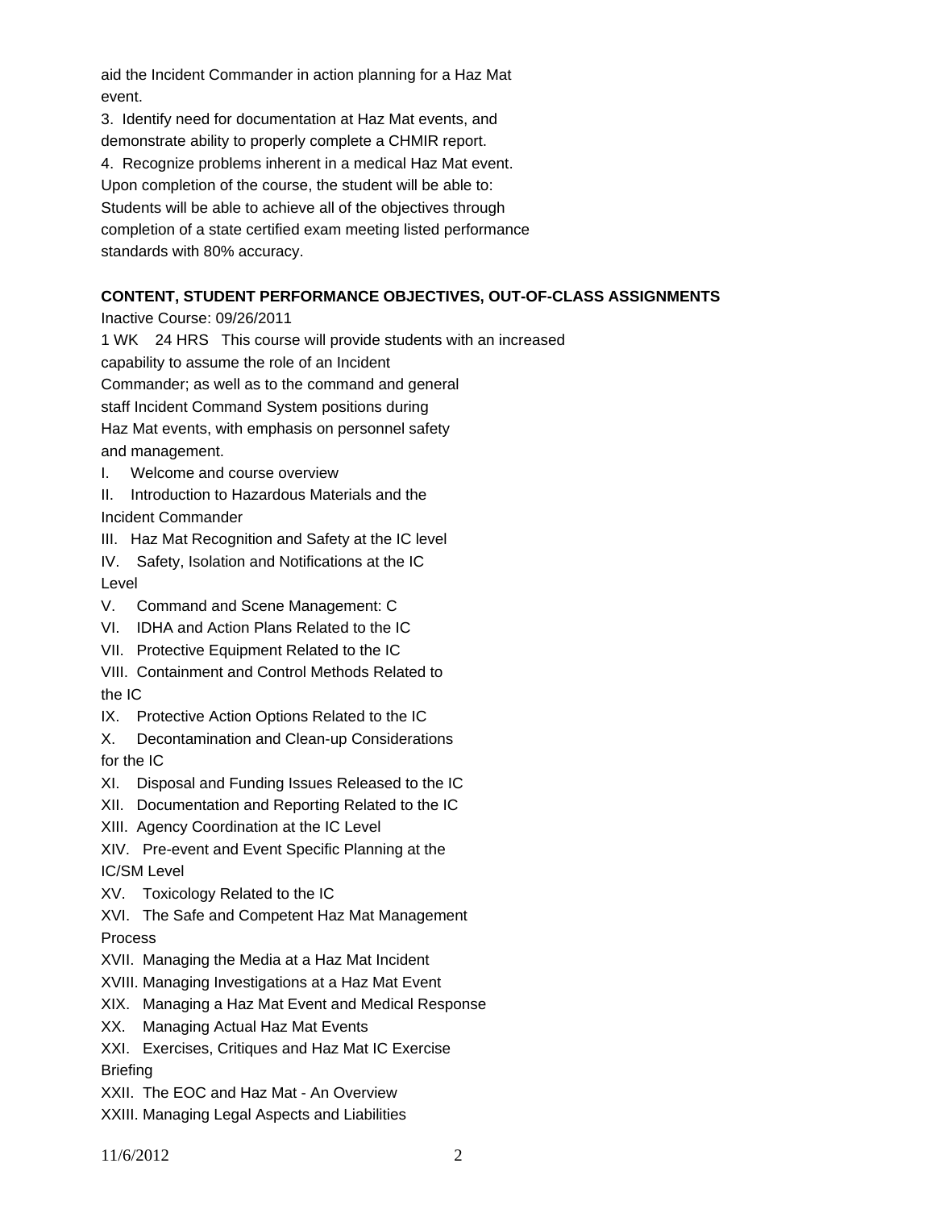aid the Incident Commander in action planning for a Haz Mat event.

3. Identify need for documentation at Haz Mat events, and demonstrate ability to properly complete a CHMIR report.

4. Recognize problems inherent in a medical Haz Mat event.

Upon completion of the course, the student will be able to:

Students will be able to achieve all of the objectives through completion of a state certified exam meeting listed performance standards with 80% accuracy.

**CONTENT, STUDENT PERFORMANCE OBJECTIVES, OUT-OF-CLASS ASSIGNMENTS**

Inactive Course: 09/26/2011

1 WK 24 HRS This course will provide students with an increased capability to assume the role of an Incident Commander; as well as to the command and general staff Incident Command System positions during Haz Mat events, with emphasis on personnel safety and management.

I. Welcome and course overview

II. Introduction to Hazardous Materials and the Incident Commander

III. Haz Mat Recognition and Safety at the IC level

IV. Safety, Isolation and Notifications at the IC Level

V. Command and Scene Management: C

VI. IDHA and Action Plans Related to the IC

VII. Protective Equipment Related to the IC

VIII. Containment and Control Methods Related to the IC

IX. Protective Action Options Related to the IC

X. Decontamination and Clean-up Considerations for the IC

XI. Disposal and Funding Issues Released to the IC

XII. Documentation and Reporting Related to the IC

XIII. Agency Coordination at the IC Level

XIV. Pre-event and Event Specific Planning at the IC/SM Level

XV. Toxicology Related to the IC

XVI. The Safe and Competent Haz Mat Management Process

XVII. Managing the Media at a Haz Mat Incident

XVIII. Managing Investigations at a Haz Mat Event

XIX. Managing a Haz Mat Event and Medical Response

XX. Managing Actual Haz Mat Events

XXI. Exercises, Critiques and Haz Mat IC Exercise Briefing

XXII. The EOC and Haz Mat - An Overview

XXIII. Managing Legal Aspects and Liabilities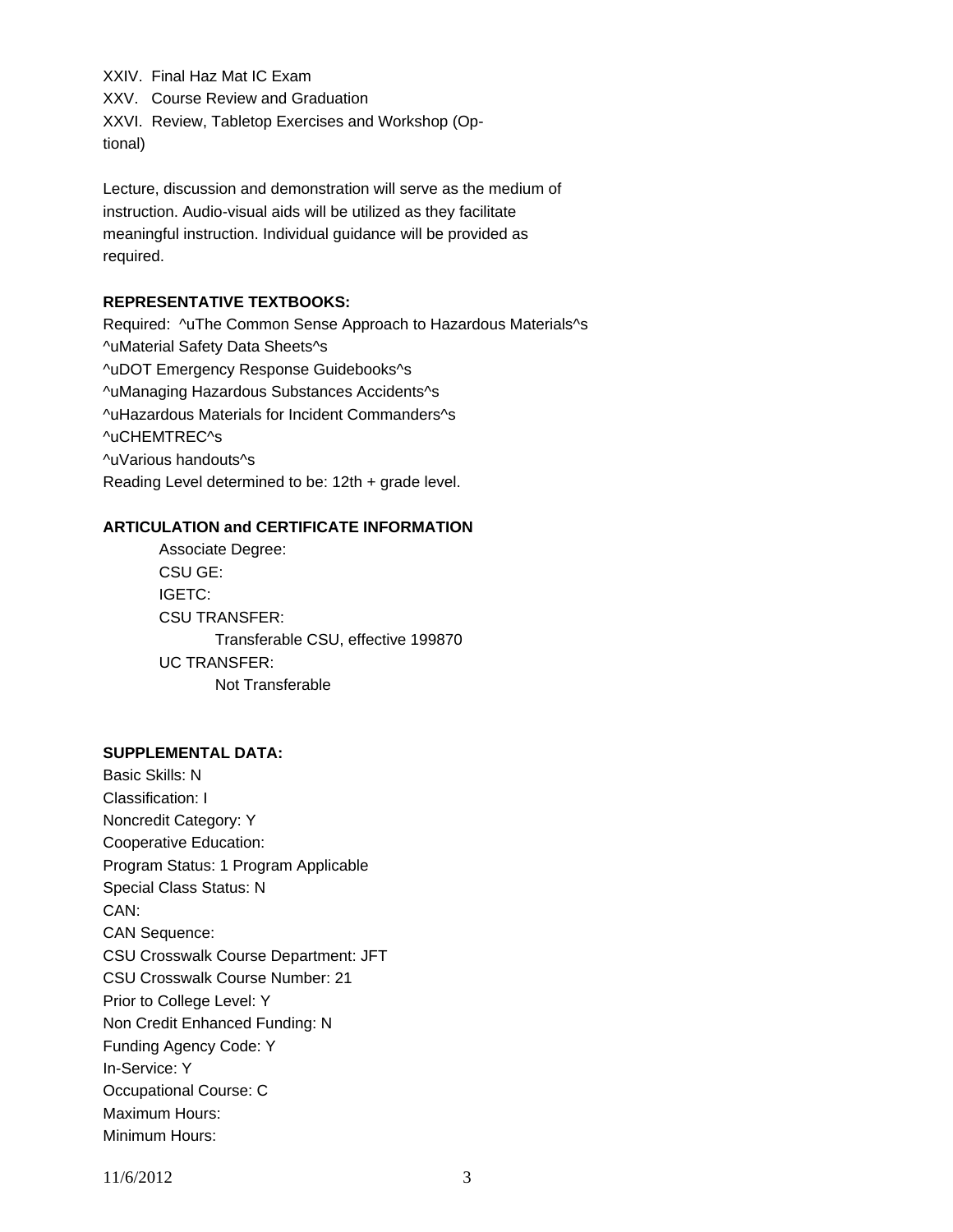XXIV. Final Haz Mat IC Exam
XXV. Course Review and Graduation
XXVI. Review, Tabletop Exercises and Workshop (Optional)

Lecture, discussion and demonstration will serve as the medium of instruction. Audio-visual aids will be utilized as they facilitate meaningful instruction. Individual guidance will be provided as required.

**REPRESENTATIVE TEXTBOOKS:**

Required: ^uThe Common Sense Approach to Hazardous Materials^s
^uMaterial Safety Data Sheets^s
^uDOT Emergency Response Guidebooks^s
^uManaging Hazardous Substances Accidents^s
^uHazardous Materials for Incident Commanders^s
^uCHEMTREC^s
^uVarious handouts^s
Reading Level determined to be: 12th + grade level.

**ARTICULATION and CERTIFICATE INFORMATION**

Associate Degree:
CSU GE:
IGETC:
CSU TRANSFER:
Transferable CSU, effective 199870
UC TRANSFER:
Not Transferable

**SUPPLEMENTAL DATA:**

Basic Skills: N
Classification: I
Noncredit Category: Y
Cooperative Education:
Program Status: 1 Program Applicable
Special Class Status: N
CAN:
CAN Sequence:
CSU Crosswalk Course Department: JFT
CSU Crosswalk Course Number: 21
Prior to College Level: Y
Non Credit Enhanced Funding: N
Funding Agency Code: Y
In-Service: Y
Occupational Course: C
Maximum Hours:
Minimum Hours: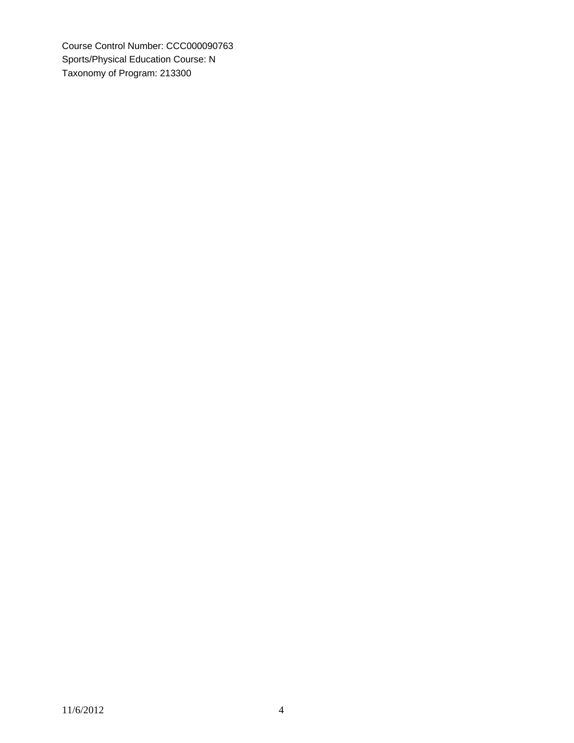Course Control Number: CCC000090763
Sports/Physical Education Course: N
Taxonomy of Program: 213300